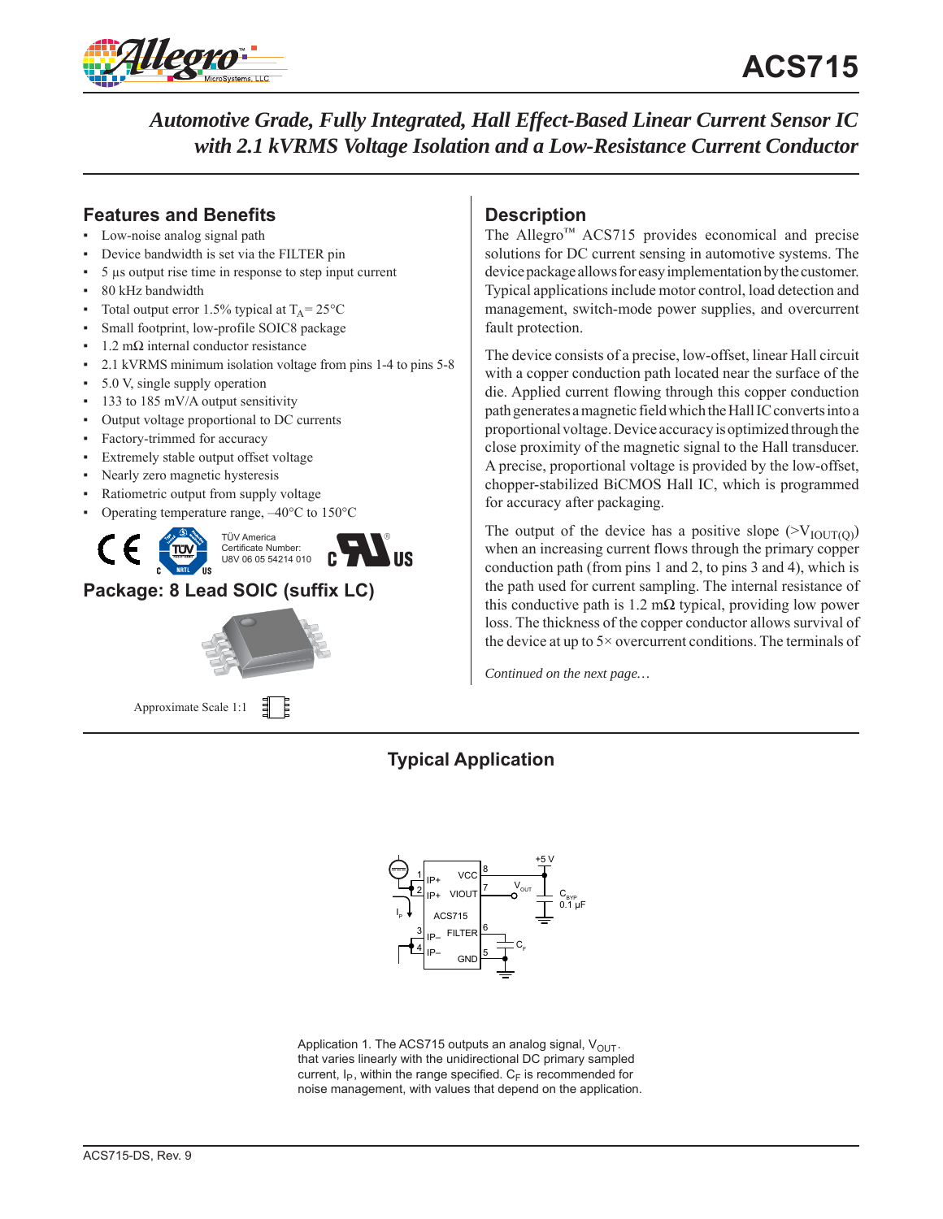# ACS715

## *Automotive Grade, Fully Integrated, Hall Effect-Based Linear Current Sensor IC with 2.1 kVRMS Voltage Isolation and a Low-Resistance Current Conductor*

## Features and Benefits

- Low-noise analog signal path
- Device bandwidth is set via the FILTER pin
- 5 µs output rise time in response to step input current
- 80 kHz bandwidth
- Total output error 1.5% typical at $T_A$ = 25°C
- Small footprint, low-profile SOIC8 package
- 1.2 mΩ internal conductor resistance
- 2.1 kVRMS minimum isolation voltage from pins 1-4 to pins 5-8
- 5.0 V, single supply operation
- 133 to 185 mV/A output sensitivity
- Output voltage proportional to DC currents
- Factory-trimmed for accuracy
- Extremely stable output offset voltage
- Nearly zero magnetic hysteresis
- Ratiometric output from supply voltage
- Operating temperature range, –40°C to 150°C

TÜV America
Certificate Number:
U8V 06 05 54214 010

## Package: 8 Lead SOIC (suffix LC)

Approximate Scale 1:1

## Description

The Allegro™ ACS715 provides economical and precise solutions for DC current sensing in automotive systems. The device package allows for easy implementation by the customer. Typical applications include motor control, load detection and management, switch-mode power supplies, and overcurrent fault protection.

The device consists of a precise, low-offset, linear Hall circuit with a copper conduction path located near the surface of the die. Applied current flowing through this copper conduction path generates a magnetic field which the Hall IC converts into a proportional voltage. Device accuracy is optimized through the close proximity of the magnetic signal to the Hall transducer. A precise, proportional voltage is provided by the low-offset, chopper-stabilized BiCMOS Hall IC, which is programmed for accuracy after packaging.

The output of the device has a positive slope (>$V_{IOUT(Q)}$) when an increasing current flows through the primary copper conduction path (from pins 1 and 2, to pins 3 and 4), which is the path used for current sampling. The internal resistance of this conductive path is 1.2 mΩ typical, providing low power loss. The thickness of the copper conductor allows survival of the device at up to 5× overcurrent conditions. The terminals of

*Continued on the next page…*

## Typical Application

Application 1. The ACS715 outputs an analog signal, $V_{OUT}$, that varies linearly with the unidirectional DC primary sampled current, $I_P$, within the range specified. $C_F$ is recommended for noise management, with values that depend on the application.

ACS715-DS, Rev. 9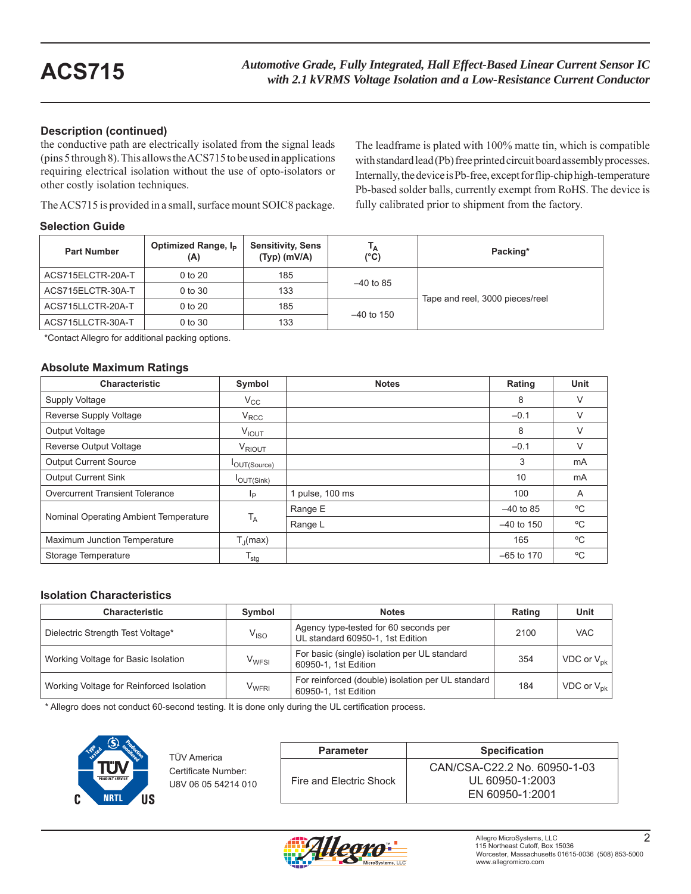## Description (continued)

the conductive path are electrically isolated from the signal leads (pins 5 through 8). This allows the ACS715 to be used in applications requiring electrical isolation without the use of opto-isolators or other costly isolation techniques.

The ACS715 is provided in a small, surface mount SOIC8 package. The leadframe is plated with 100% matte tin, which is compatible with standard lead (Pb) free printed circuit board assembly processes. Internally, the device is Pb-free, except for flip-chip high-temperature Pb-based solder balls, currently exempt from RoHS. The device is fully calibrated prior to shipment from the factory.

## Selection Guide

| Part Number | Optimized Range, $I_P$ (A) | Sensitivity, Sens (Typ) (mV/A) | $T_A$ (°C) | Packing* |
|---|---|---|---|---|
| ACS715ELCTR-20A-T | 0 to 20 | 185 | –40 to 85 | Tape and reel, 3000 pieces/reel |
| ACS715ELCTR-30A-T | 0 to 30 | 133 | | |
| ACS715LLCTR-20A-T | 0 to 20 | 185 | –40 to 150 | |
| ACS715LLCTR-30A-T | 0 to 30 | 133 | | |

*Contact Allegro for additional packing options.

## Absolute Maximum Ratings

| Characteristic | Symbol | Notes | Rating | Unit |
|---|---|---|---|---|
| Supply Voltage | $V_{CC}$ | | 8 | V |
| Reverse Supply Voltage | $V_{RCC}$ | | –0.1 | V |
| Output Voltage | $V_{IOUT}$ | | 8 | V |
| Reverse Output Voltage | $V_{RIOUT}$ | | –0.1 | V |
| Output Current Source | $I_{OUT(Source)}$ | | 3 | mA |
| Output Current Sink | $I_{OUT(Sink)}$ | | 10 | mA |
| Overcurrent Transient Tolerance | $I_P$ | 1 pulse, 100 ms | 100 | A |
| Nominal Operating Ambient Temperature | $T_A$ | Range E | –40 to 85 | ºC |
| | | Range L | –40 to 150 | ºC |
| Maximum Junction Temperature | $T_J$(max) | | 165 | ºC |
| Storage Temperature | $T_{stg}$ | | –65 to 170 | ºC |

## Isolation Characteristics

| Characteristic | Symbol | Notes | Rating | Unit |
|---|---|---|---|---|
| Dielectric Strength Test Voltage* | $V_{ISO}$ | Agency type-tested for 60 seconds per UL standard 60950-1, 1st Edition | 2100 | VAC |
| Working Voltage for Basic Isolation | $V_{WFSI}$ | For basic (single) isolation per UL standard 60950-1, 1st Edition | 354 | VDC or $V_{pk}$ |
| Working Voltage for Reinforced Isolation | $V_{WFRI}$ | For reinforced (double) isolation per UL standard 60950-1, 1st Edition | 184 | VDC or $V_{pk}$ |

* Allegro does not conduct 60-second testing. It is done only during the UL certification process.

TÜV America
Certificate Number:
U8V 06 05 54214 010

| Parameter | Specification |
|---|---|
| Fire and Electric Shock | CAN/CSA-C22.2 No. 60950-1-03<br>UL 60950-1:2003<br>EN 60950-1:2001 |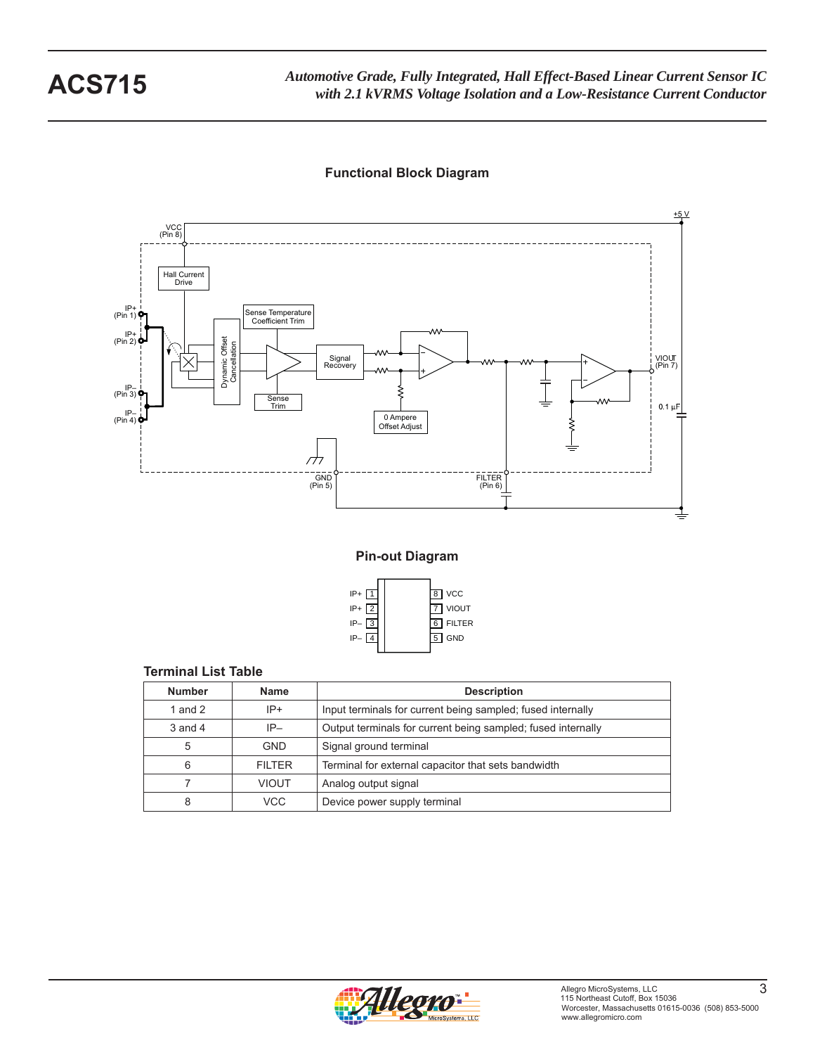## Functional Block Diagram

## Pin-out Diagram

| | | | |
|---|---|---|---|
| IP+ | 1 | 8 | VCC |
| IP+ | 2 | 7 | VIOUT |
| IP– | 3 | 6 | FILTER |
| IP– | 4 | 5 | GND |

### Terminal List Table

| Number | Name | Description |
|---|---|---|
| 1 and 2 | IP+ | Input terminals for current being sampled; fused internally |
| 3 and 4 | IP– | Output terminals for current being sampled; fused internally |
| 5 | GND | Signal ground terminal |
| 6 | FILTER | Terminal for external capacitor that sets bandwidth |
| 7 | VIOUT | Analog output signal |
| 8 | VCC | Device power supply terminal |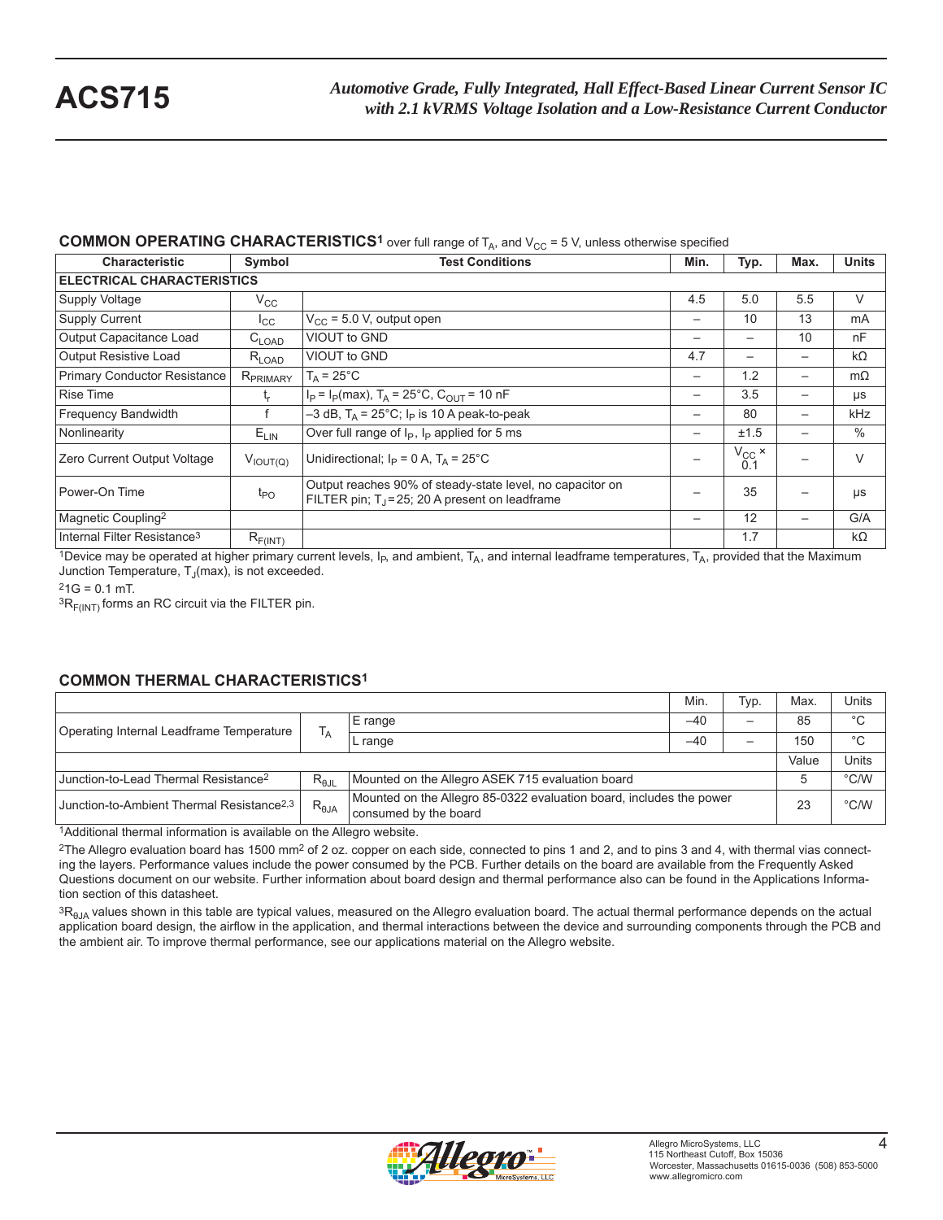## COMMON OPERATING CHARACTERISTICS[1] over full range of $T_A$, and $V_{CC}$ = 5 V, unless otherwise specified

| Characteristic | Symbol | Test Conditions | Min. | Typ. | Max. | Units |
|---|---|---|---|---|---|---|
| **ELECTRICAL CHARACTERISTICS** | | | | | | |
| Supply Voltage | $V_{CC}$ | | 4.5 | 5.0 | 5.5 | V |
| Supply Current | $I_{CC}$ | $V_{CC}$ = 5.0 V, output open | – | 10 | 13 | mA |
| Output Capacitance Load | $C_{LOAD}$ | VIOUT to GND | – | – | 10 | nF |
| Output Resistive Load | $R_{LOAD}$ | VIOUT to GND | 4.7 | – | – | kΩ |
| Primary Conductor Resistance | $R_{PRIMARY}$ | $T_A$ = 25°C | – | 1.2 | – | mΩ |
| Rise Time | $t_r$ | $I_P = I_P(max)$, $T_A$ = 25°C, $C_{OUT}$ = 10 nF | – | 3.5 | – | μs |
| Frequency Bandwidth | f | –3 dB, $T_A$ = 25°C; $I_P$ is 10 A peak-to-peak | – | 80 | – | kHz |
| Nonlinearity | $E_{LIN}$ | Over full range of $I_P$, $I_P$ applied for 5 ms | – | ±1.5 | – | % |
| Zero Current Output Voltage | $V_{IOUT(Q)}$ | Unidirectional; $I_P$ = 0 A, $T_A$ = 25°C | – | $V_{CC}$ × 0.1 | – | V |
| Power-On Time | $t_{PO}$ | Output reaches 90% of steady-state level, no capacitor on FILTER pin; $T_J$ = 25; 20 A present on leadframe | – | 35 | – | μs |
| Magnetic Coupling[2] | | | – | 12 | – | G/A |
| Internal Filter Resistance[3] | $R_{F(INT)}$ | | | 1.7 | | kΩ |

[1]Device may be operated at higher primary current levels, $I_P$, and ambient, $T_A$, and internal leadframe temperatures, $T_A$, provided that the Maximum Junction Temperature, $T_J$(max), is not exceeded.

[2]1G = 0.1 mT.

[3]$R_{F(INT)}$ forms an RC circuit via the FILTER pin.

## COMMON THERMAL CHARACTERISTICS[1]

| | | | Min. | Typ. | Max. | Units |
|---|---|---|---|---|---|---|
| Operating Internal Leadframe Temperature | $T_A$ | E range | –40 | – | 85 | °C |
| | | L range | –40 | – | 150 | °C |
| | | | | | Value | Units |
| Junction-to-Lead Thermal Resistance[2] | $R_{\theta JL}$ | Mounted on the Allegro ASEK 715 evaluation board | | | 5 | °C/W |
| Junction-to-Ambient Thermal Resistance[2,3] | $R_{\theta JA}$ | Mounted on the Allegro 85-0322 evaluation board, includes the power consumed by the board | | | 23 | °C/W |

[1]Additional thermal information is available on the Allegro website.

[2]The Allegro evaluation board has 1500 mm² of 2 oz. copper on each side, connected to pins 1 and 2, and to pins 3 and 4, with thermal vias connecting the layers. Performance values include the power consumed by the PCB. Further details on the board are available from the Frequently Asked Questions document on our website. Further information about board design and thermal performance also can be found in the Applications Information section of this datasheet.

[3]$R_{\theta JA}$ values shown in this table are typical values, measured on the Allegro evaluation board. The actual thermal performance depends on the actual application board design, the airflow in the application, and thermal interactions between the device and surrounding components through the PCB and the ambient air. To improve thermal performance, see our applications material on the Allegro website.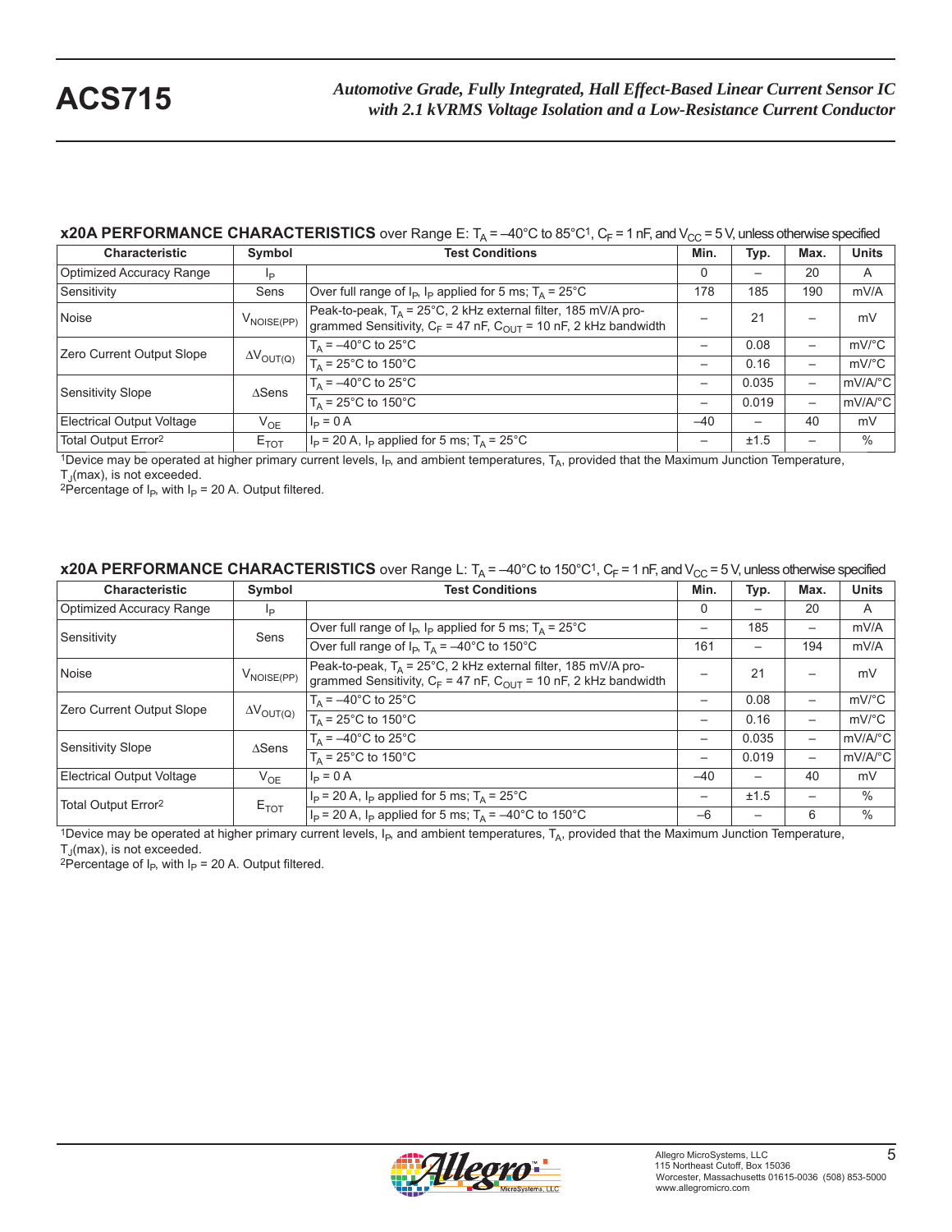**x20A PERFORMANCE CHARACTERISTICS** over Range E: $T_A$ = –40°C to 85°C[1], $C_F$ = 1 nF, and $V_{CC}$ = 5 V, unless otherwise specified

| Characteristic | Symbol | Test Conditions | Min. | Typ. | Max. | Units |
|---|---|---|---|---|---|---|
| Optimized Accuracy Range | $I_P$ | | 0 | – | 20 | A |
| Sensitivity | Sens | Over full range of $I_P$, $I_P$ applied for 5 ms; $T_A$ = 25°C | 178 | 185 | 190 | mV/A |
| Noise | $V_{NOISE(PP)}$ | Peak-to-peak, $T_A$ = 25°C, 2 kHz external filter, 185 mV/A programmed Sensitivity, $C_F$ = 47 nF, $C_{OUT}$ = 10 nF, 2 kHz bandwidth | – | 21 | – | mV |
| Zero Current Output Slope | $\Delta V_{OUT(Q)}$ | $T_A$ = –40°C to 25°C | – | 0.08 | – | mV/°C |
| | | $T_A$ = 25°C to 150°C | – | 0.16 | – | mV/°C |
| Sensitivity Slope | ΔSens | $T_A$ = –40°C to 25°C | – | 0.035 | – | mV/A/°C |
| | | $T_A$ = 25°C to 150°C | – | 0.019 | – | mV/A/°C |
| Electrical Output Voltage | $V_{OE}$ | $I_P$ = 0 A | –40 | – | 40 | mV |
| Total Output Error[2] | $E_{TOT}$ | $I_P$ = 20 A, $I_P$ applied for 5 ms; $T_A$ = 25°C | – | ±1.5 | – | % |

[1]Device may be operated at higher primary current levels, $I_P$, and ambient temperatures, $T_A$, provided that the Maximum Junction Temperature, $T_J$(max), is not exceeded.
[2]Percentage of $I_P$, with $I_P$ = 20 A. Output filtered.

**x20A PERFORMANCE CHARACTERISTICS** over Range L: $T_A$ = –40°C to 150°C[1], $C_F$ = 1 nF, and $V_{CC}$ = 5 V, unless otherwise specified

| Characteristic | Symbol | Test Conditions | Min. | Typ. | Max. | Units |
|---|---|---|---|---|---|---|
| Optimized Accuracy Range | $I_P$ | | 0 | – | 20 | A |
| Sensitivity | Sens | Over full range of $I_P$, $I_P$ applied for 5 ms; $T_A$ = 25°C | – | 185 | – | mV/A |
| | | Over full range of $I_P$, $T_A$ = –40°C to 150°C | 161 | – | 194 | mV/A |
| Noise | $V_{NOISE(PP)}$ | Peak-to-peak, $T_A$ = 25°C, 2 kHz external filter, 185 mV/A programmed Sensitivity, $C_F$ = 47 nF, $C_{OUT}$ = 10 nF, 2 kHz bandwidth | – | 21 | – | mV |
| Zero Current Output Slope | $\Delta V_{OUT(Q)}$ | $T_A$ = –40°C to 25°C | – | 0.08 | – | mV/°C |
| | | $T_A$ = 25°C to 150°C | – | 0.16 | – | mV/°C |
| Sensitivity Slope | ΔSens | $T_A$ = –40°C to 25°C | – | 0.035 | – | mV/A/°C |
| | | $T_A$ = 25°C to 150°C | – | 0.019 | – | mV/A/°C |
| Electrical Output Voltage | $V_{OE}$ | $I_P$ = 0 A | –40 | – | 40 | mV |
| Total Output Error[2] | $E_{TOT}$ | $I_P$ = 20 A, $I_P$ applied for 5 ms; $T_A$ = 25°C | – | ±1.5 | – | % |
| | | $I_P$ = 20 A, $I_P$ applied for 5 ms; $T_A$ = –40°C to 150°C | –6 | – | 6 | % |

[1]Device may be operated at higher primary current levels, $I_P$, and ambient temperatures, $T_A$, provided that the Maximum Junction Temperature, $T_J$(max), is not exceeded.
[2]Percentage of $I_P$, with $I_P$ = 20 A. Output filtered.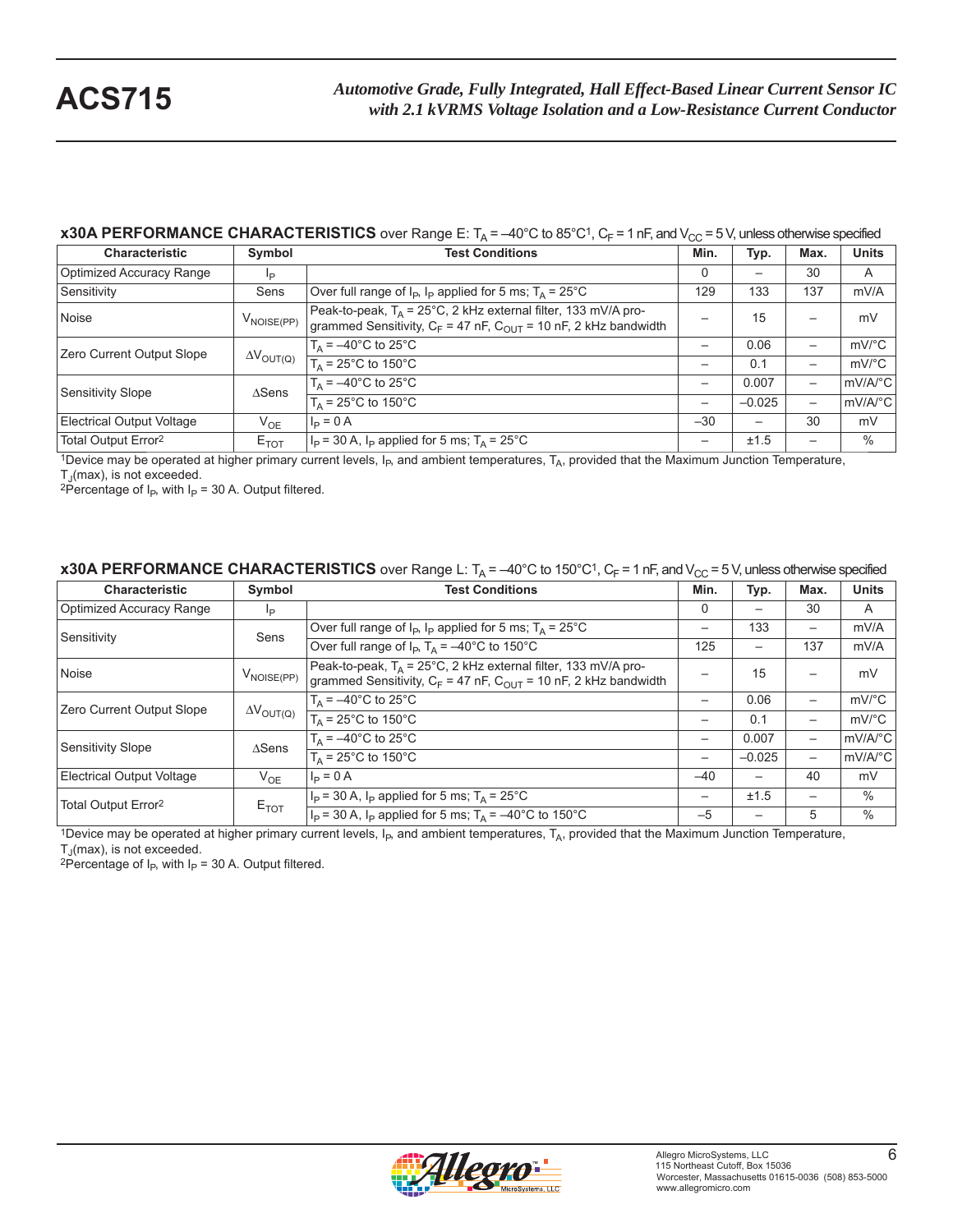**x30A PERFORMANCE CHARACTERISTICS** over Range E: $T_A$ = –40°C to 85°C[1], $C_F$ = 1 nF, and $V_{CC}$ = 5 V, unless otherwise specified

| Characteristic | Symbol | Test Conditions | Min. | Typ. | Max. | Units |
|---|---|---|---|---|---|---|
| Optimized Accuracy Range | $I_P$ | | 0 | – | 30 | A |
| Sensitivity | Sens | Over full range of $I_P$, $I_P$ applied for 5 ms; $T_A$ = 25°C | 129 | 133 | 137 | mV/A |
| Noise | $V_{NOISE(PP)}$ | Peak-to-peak, $T_A$ = 25°C, 2 kHz external filter, 133 mV/A programmed Sensitivity, $C_F$ = 47 nF, $C_{OUT}$ = 10 nF, 2 kHz bandwidth | – | 15 | – | mV |
| Zero Current Output Slope | $\Delta V_{OUT(Q)}$ | $T_A$ = –40°C to 25°C | – | 0.06 | – | mV/°C |
| | | $T_A$ = 25°C to 150°C | – | 0.1 | – | mV/°C |
| Sensitivity Slope | ΔSens | $T_A$ = –40°C to 25°C | – | 0.007 | – | mV/A/°C |
| | | $T_A$ = 25°C to 150°C | – | –0.025 | – | mV/A/°C |
| Electrical Output Voltage | $V_{OE}$ | $I_P$ = 0 A | –30 | – | 30 | mV |
| Total Output Error[2] | $E_{TOT}$ | $I_P$ = 30 A, $I_P$ applied for 5 ms; $T_A$ = 25°C | – | ±1.5 | – | % |

[1]Device may be operated at higher primary current levels, $I_P$, and ambient temperatures, $T_A$, provided that the Maximum Junction Temperature, $T_J$(max), is not exceeded.
[2]Percentage of $I_P$, with $I_P$ = 30 A. Output filtered.

**x30A PERFORMANCE CHARACTERISTICS** over Range L: $T_A$ = –40°C to 150°C[1], $C_F$ = 1 nF, and $V_{CC}$ = 5 V, unless otherwise specified

| Characteristic | Symbol | Test Conditions | Min. | Typ. | Max. | Units |
|---|---|---|---|---|---|---|
| Optimized Accuracy Range | $I_P$ | | 0 | – | 30 | A |
| Sensitivity | Sens | Over full range of $I_P$, $I_P$ applied for 5 ms; $T_A$ = 25°C | – | 133 | – | mV/A |
| | | Over full range of $I_P$, $T_A$ = –40°C to 150°C | 125 | – | 137 | mV/A |
| Noise | $V_{NOISE(PP)}$ | Peak-to-peak, $T_A$ = 25°C, 2 kHz external filter, 133 mV/A programmed Sensitivity, $C_F$ = 47 nF, $C_{OUT}$ = 10 nF, 2 kHz bandwidth | – | 15 | – | mV |
| Zero Current Output Slope | $\Delta V_{OUT(Q)}$ | $T_A$ = –40°C to 25°C | – | 0.06 | – | mV/°C |
| | | $T_A$ = 25°C to 150°C | – | 0.1 | – | mV/°C |
| Sensitivity Slope | ΔSens | $T_A$ = –40°C to 25°C | – | 0.007 | – | mV/A/°C |
| | | $T_A$ = 25°C to 150°C | – | –0.025 | – | mV/A/°C |
| Electrical Output Voltage | $V_{OE}$ | $I_P$ = 0 A | –40 | – | 40 | mV |
| Total Output Error[2] | $E_{TOT}$ | $I_P$ = 30 A, $I_P$ applied for 5 ms; $T_A$ = 25°C | – | ±1.5 | – | % |
| | | $I_P$ = 30 A, $I_P$ applied for 5 ms; $T_A$ = –40°C to 150°C | –5 | – | 5 | % |

[1]Device may be operated at higher primary current levels, $I_P$, and ambient temperatures, $T_A$, provided that the Maximum Junction Temperature, $T_J$(max), is not exceeded.
[2]Percentage of $I_P$, with $I_P$ = 30 A. Output filtered.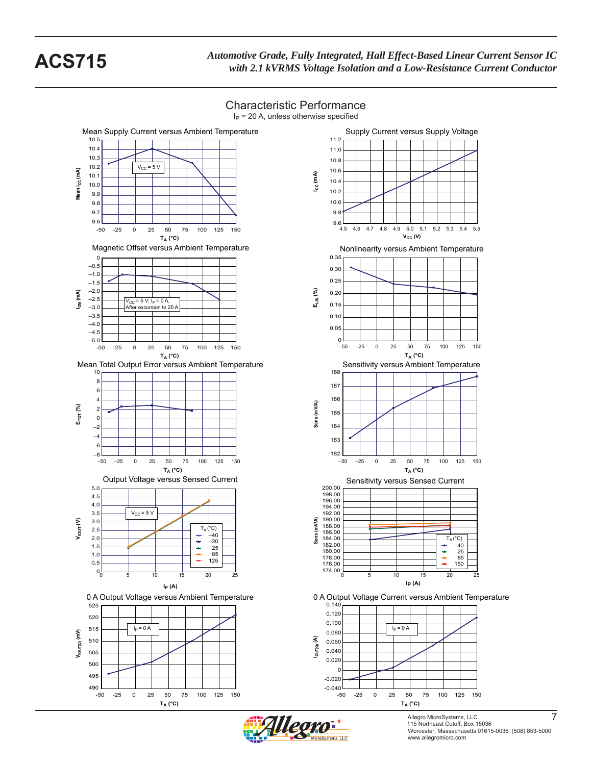## Characteristic Performance

$I_P$ = 20 A, unless otherwise specified

Mean Supply Current versus Ambient Temperature

$V_{CC}$ = 5 V

Mean $I_{CC}$ (mA) vs. $T_A$ (°C)

Supply Current versus Supply Voltage

$I_{CC}$ (mA) vs. $V_{CC}$ (V)

Magnetic Offset versus Ambient Temperature

$V_{CC}$ = 5 V; $I_P$ = 0 A, After excursion to 20 A

$I_{OM}$ (mA) vs. $T_A$ (°C)

Nonlinearity versus Ambient Temperature

$E_{LIN}$ (%) vs. $T_A$ (°C)

Mean Total Output Error versus Ambient Temperature

$E_{TOT}$ (%) vs. $T_A$ (°C)

Sensitivity versus Ambient Temperature

Sens (mV/A) vs. $T_A$ (°C)

Output Voltage versus Sensed Current

$V_{CC}$ = 5 V; $T_A$ (°C): –40, –20, 25, 85, 125

$V_{IOUT}$ (V) vs. $I_P$ (A)

Sensitivity versus Sensed Current

$T_A$ (°C): –40, 25, 85, 150

Sens (mV/A) vs. Ip (A)

0 A Output Voltage versus Ambient Temperature

$I_P$ = 0 A

$V_{IOUT(Q)}$ (mV) vs. $T_A$ (°C)

0 A Output Voltage Current versus Ambient Temperature

$I_P$ = 0 A

$I_{OUT(Q)}$ (A) vs. $T_A$ (°C)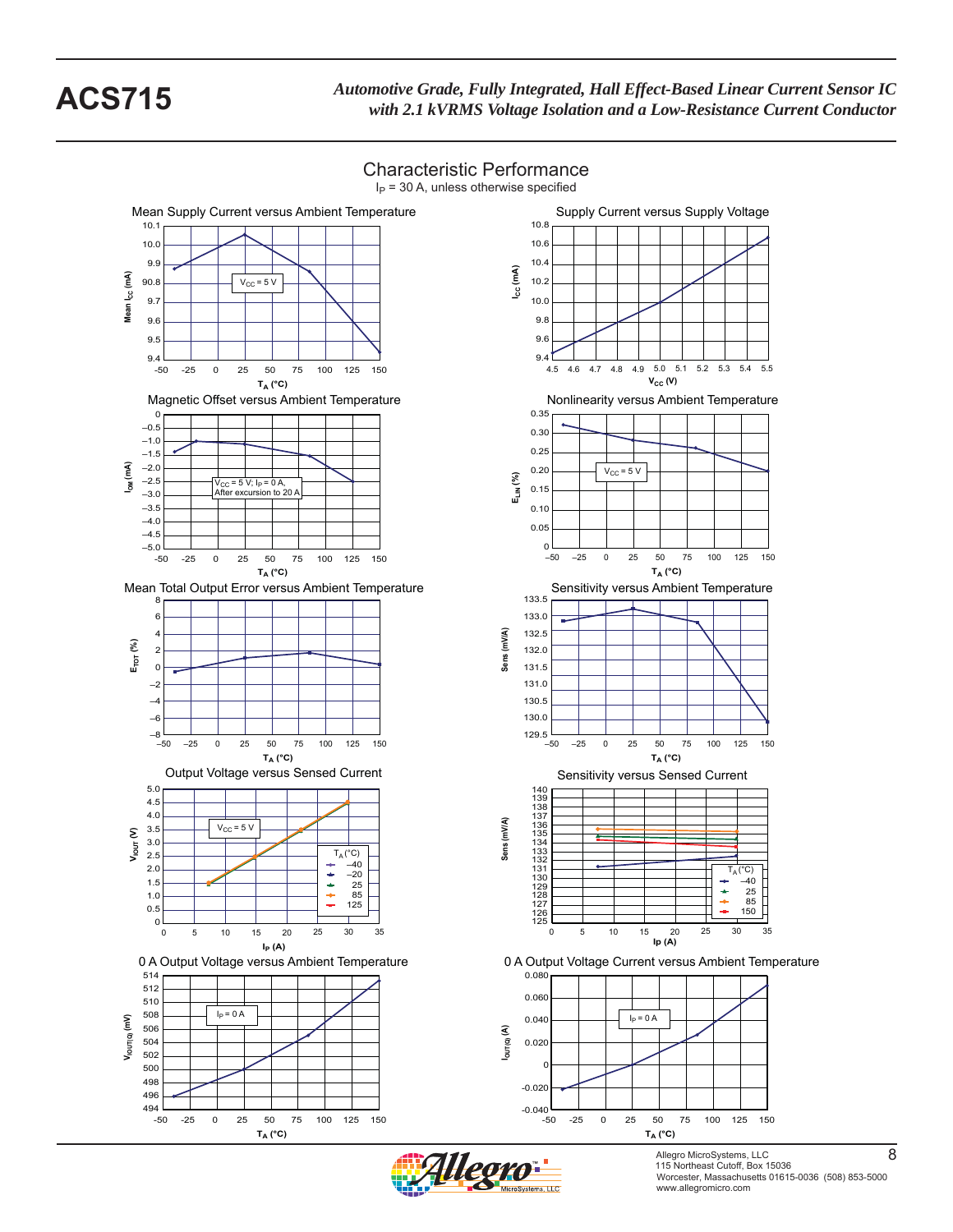## Characteristic Performance

$I_P$ = 30 A, unless otherwise specified

**Mean Supply Current versus Ambient Temperature**

Mean $I_{CC}$ (mA) vs. $T_A$ (°C); $V_{CC}$ = 5 V

**Supply Current versus Supply Voltage**

$I_{CC}$ (mA) vs. $V_{CC}$ (V)

**Magnetic Offset versus Ambient Temperature**

$I_{OM}$ (mA) vs. $T_A$ (°C); $V_{CC}$ = 5 V; $I_P$ = 0 A, After excursion to 20 A

**Nonlinearity versus Ambient Temperature**

$E_{LIN}$ (%) vs. $T_A$ (°C); $V_{CC}$ = 5 V

**Mean Total Output Error versus Ambient Temperature**

$E_{TOT}$ (%) vs. $T_A$ (°C)

**Sensitivity versus Ambient Temperature**

Sens (mV/A) vs. $T_A$ (°C)

**Output Voltage versus Sensed Current**

$V_{OUT}$ (V) vs. $I_P$ (A); $V_{CC}$ = 5 V; $T_A$ (°C): –40, –20, 25, 85, 125

**Sensitivity versus Sensed Current**

Sens (mV/A) vs. Ip (A); $T_A$ (°C): –40, 25, 85, 150

**0 A Output Voltage versus Ambient Temperature**

$V_{IOUT(Q)}$ (mV) vs. $T_A$ (°C); $I_P$ = 0 A

**0 A Output Voltage Current versus Ambient Temperature**

$I_{OUT(Q)}$ (A) vs. $T_A$ (°C); $I_P$ = 0 A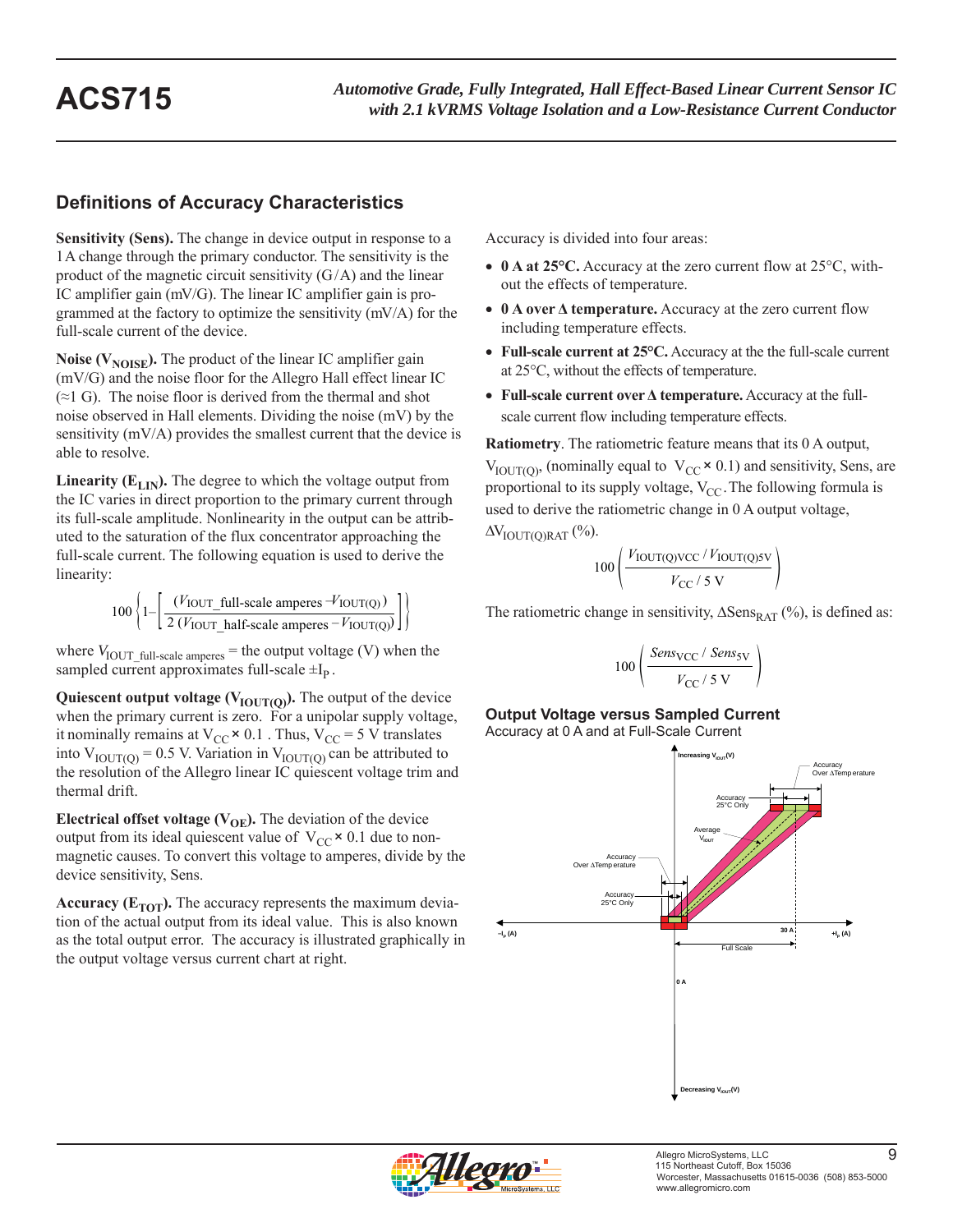## Definitions of Accuracy Characteristics

**Sensitivity (Sens).** The change in device output in response to a 1 A change through the primary conductor. The sensitivity is the product of the magnetic circuit sensitivity (G/A) and the linear IC amplifier gain (mV/G). The linear IC amplifier gain is programmed at the factory to optimize the sensitivity (mV/A) for the full-scale current of the device.

**Noise ($V_{NOISE}$).** The product of the linear IC amplifier gain (mV/G) and the noise floor for the Allegro Hall effect linear IC (≈1 G). The noise floor is derived from the thermal and shot noise observed in Hall elements. Dividing the noise (mV) by the sensitivity (mV/A) provides the smallest current that the device is able to resolve.

**Linearity ($E_{LIN}$).** The degree to which the voltage output from the IC varies in direct proportion to the primary current through its full-scale amplitude. Nonlinearity in the output can be attributed to the saturation of the flux concentrator approaching the full-scale current. The following equation is used to derive the linearity:

$$100 \left\{ 1 - \left[ \frac{(V_{IOUT\_full\text{-}scale\ amperes} - V_{IOUT(Q)})}{2\,(V_{IOUT\_half\text{-}scale\ amperes} - V_{IOUT(Q)})} \right] \right\}$$

where $V_{IOUT\_full\text{-}scale\ amperes}$ = the output voltage (V) when the sampled current approximates full-scale $\pm I_P$ .

**Quiescent output voltage ($V_{IOUT(Q)}$).** The output of the device when the primary current is zero. For a unipolar supply voltage, it nominally remains at $V_{CC} \times 0.1$ . Thus, $V_{CC}$ = 5 V translates into $V_{IOUT(Q)}$ = 0.5 V. Variation in $V_{IOUT(Q)}$ can be attributed to the resolution of the Allegro linear IC quiescent voltage trim and thermal drift.

**Electrical offset voltage ($V_{OE}$).** The deviation of the device output from its ideal quiescent value of $V_{CC} \times 0.1$ due to nonmagnetic causes. To convert this voltage to amperes, divide by the device sensitivity, Sens.

**Accuracy ($E_{TOT}$).** The accuracy represents the maximum deviation of the actual output from its ideal value. This is also known as the total output error. The accuracy is illustrated graphically in the output voltage versus current chart at right.

Accuracy is divided into four areas:

- **0 A at 25°C.** Accuracy at the zero current flow at 25°C, without the effects of temperature.
- **0 A over Δ temperature.** Accuracy at the zero current flow including temperature effects.
- **Full-scale current at 25°C.** Accuracy at the the full-scale current at 25°C, without the effects of temperature.
- **Full-scale current over Δ temperature.** Accuracy at the full-scale current flow including temperature effects.

**Ratiometry**. The ratiometric feature means that its 0 A output, $V_{IOUT(Q)}$, (nominally equal to $V_{CC} \times 0.1$) and sensitivity, Sens, are proportional to its supply voltage, $V_{CC}$. The following formula is used to derive the ratiometric change in 0 A output voltage, $\Delta V_{IOUT(Q)RAT}$ (%).

$$100 \left( \frac{V_{IOUT(Q)VCC} \,/\, V_{IOUT(Q)5V}}{V_{CC} \,/\, 5\text{ V}} \right)$$

The ratiometric change in sensitivity, $\Delta Sens_{RAT}$ (%), is defined as:

$$100 \left( \frac{Sens_{VCC} \,/\, Sens_{5V}}{V_{CC} \,/\, 5\text{ V}} \right)$$

### Output Voltage versus Sampled Current

Accuracy at 0 A and at Full-Scale Current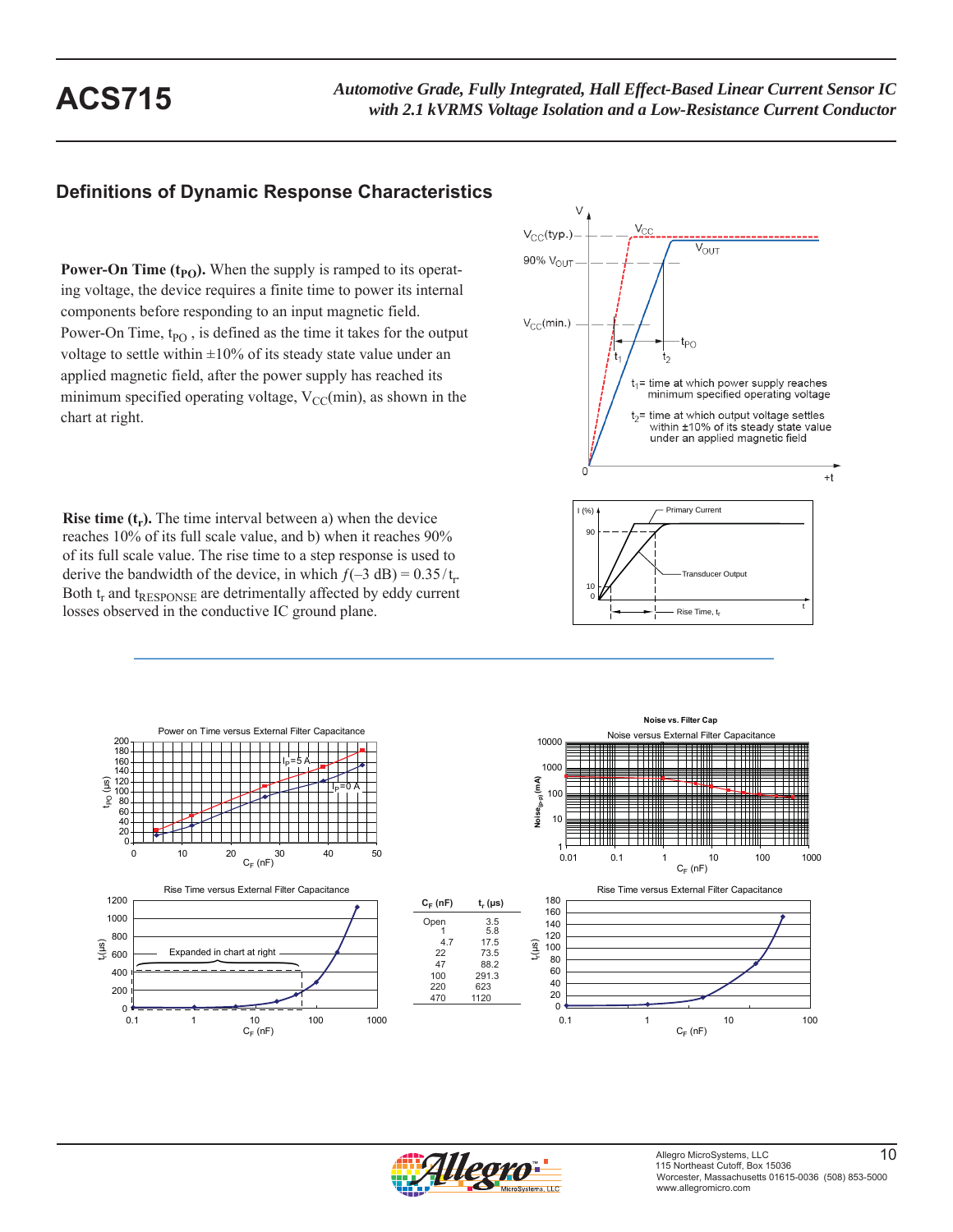## Definitions of Dynamic Response Characteristics

**Power-On Time ($t_{PO}$).** When the supply is ramped to its operating voltage, the device requires a finite time to power its internal components before responding to an input magnetic field. Power-On Time, $t_{PO}$ , is defined as the time it takes for the output voltage to settle within ±10% of its steady state value under an applied magnetic field, after the power supply has reached its minimum specified operating voltage, $V_{CC}$(min), as shown in the chart at right.

$t_1$ = time at which power supply reaches minimum specified operating voltage

$t_2$ = time at which output voltage settles within ±10% of its steady state value under an applied magnetic field

**Rise time ($t_r$).** The time interval between a) when the device reaches 10% of its full scale value, and b) when it reaches 90% of its full scale value. The rise time to a step response is used to derive the bandwidth of the device, in which $f(–3\text{ dB}) = 0.35 / t_r$. Both $t_r$ and $t_{RESPONSE}$ are detrimentally affected by eddy current losses observed in the conductive IC ground plane.

Power on Time versus External Filter Capacitance

Noise versus External Filter Capacitance

Rise Time versus External Filter Capacitance

| $C_F$ (nF) | $t_r$ (µs) |
|---|---|
| Open | 3.5 |
| 1 | 5.8 |
| 4.7 | 17.5 |
| 22 | 73.5 |
| 47 | 88.2 |
| 100 | 291.3 |
| 220 | 623 |
| 470 | 1120 |

Rise Time versus External Filter Capacitance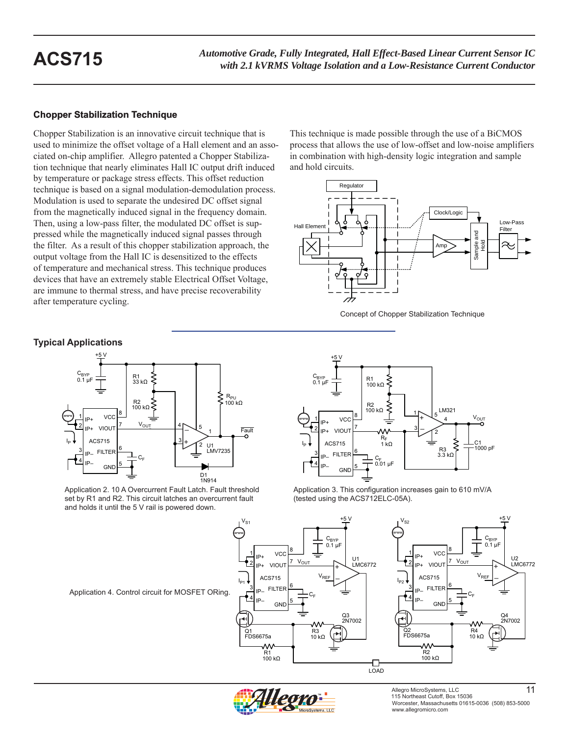## Chopper Stabilization Technique

Chopper Stabilization is an innovative circuit technique that is used to minimize the offset voltage of a Hall element and an associated on-chip amplifier. Allegro patented a Chopper Stabilization technique that nearly eliminates Hall IC output drift induced by temperature or package stress effects. This offset reduction technique is based on a signal modulation-demodulation process. Modulation is used to separate the undesired DC offset signal from the magnetically induced signal in the frequency domain. Then, using a low-pass filter, the modulated DC offset is suppressed while the magnetically induced signal passes through the filter. As a result of this chopper stabilization approach, the output voltage from the Hall IC is desensitized to the effects of temperature and mechanical stress. This technique produces devices that have an extremely stable Electrical Offset Voltage, are immune to thermal stress, and have precise recoverability after temperature cycling.

This technique is made possible through the use of a BiCMOS process that allows the use of low-offset and low-noise amplifiers in combination with high-density logic integration and sample and hold circuits.

Concept of Chopper Stabilization Technique

## Typical Applications

Application 2. 10 A Overcurrent Fault Latch. Fault threshold set by R1 and R2. This circuit latches an overcurrent fault and holds it until the 5 V rail is powered down.

Application 3. This configuration increases gain to 610 mV/A (tested using the ACS712ELC-05A).

Application 4. Control circuit for MOSFET ORing.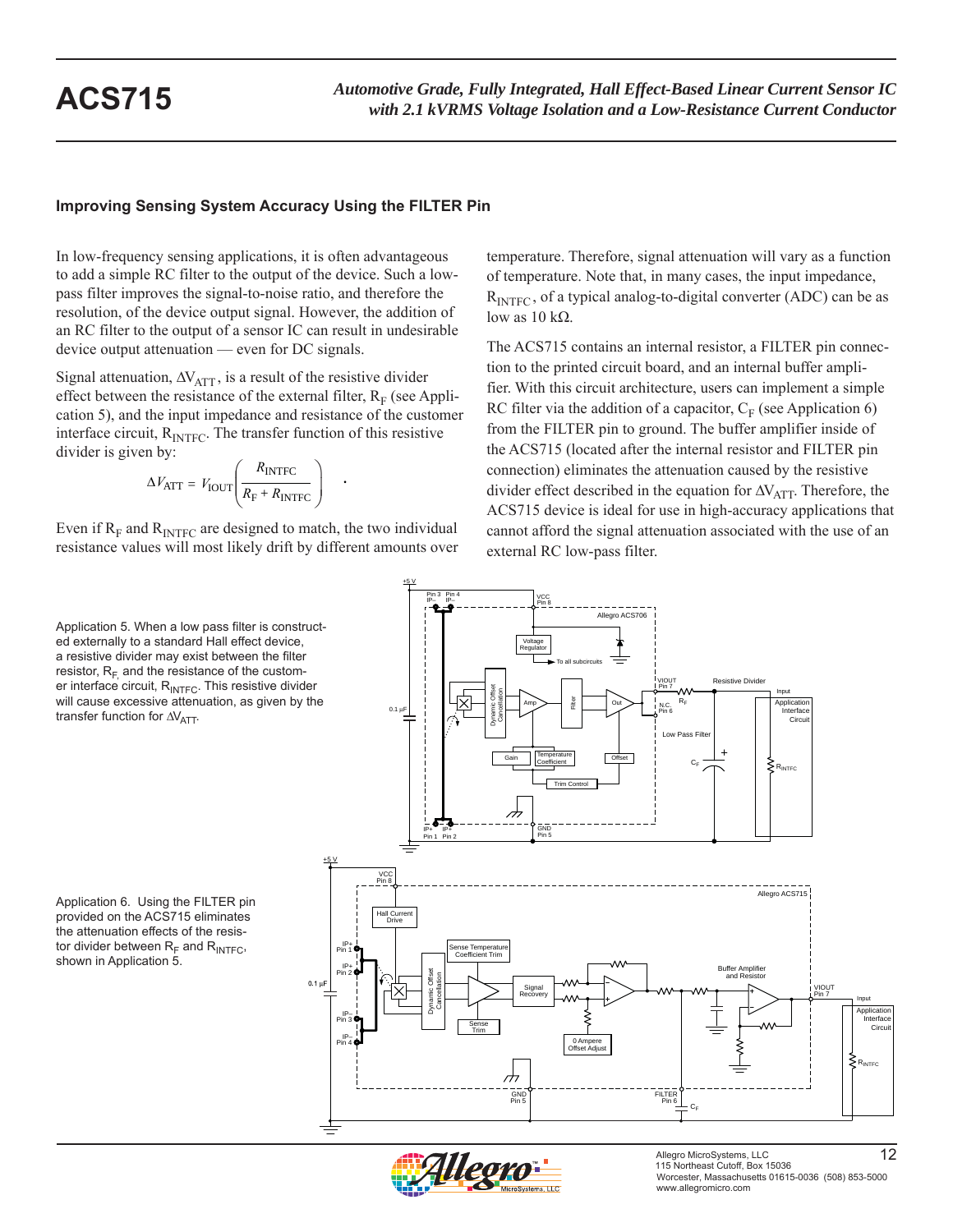## Improving Sensing System Accuracy Using the FILTER Pin

In low-frequency sensing applications, it is often advantageous to add a simple RC filter to the output of the device. Such a low-pass filter improves the signal-to-noise ratio, and therefore the resolution, of the device output signal. However, the addition of an RC filter to the output of a sensor IC can result in undesirable device output attenuation — even for DC signals.

Signal attenuation, $\Delta V_{ATT}$, is a result of the resistive divider effect between the resistance of the external filter, $R_F$ (see Application 5), and the input impedance and resistance of the customer interface circuit, $R_{INTFC}$. The transfer function of this resistive divider is given by:

$$\Delta V_{\mathrm{ATT}} = V_{\mathrm{IOUT}}\left(\frac{R_{\mathrm{INTFC}}}{R_{\mathrm{F}} + R_{\mathrm{INTFC}}}\right) .$$

Even if $R_F$ and $R_{INTFC}$ are designed to match, the two individual resistance values will most likely drift by different amounts over temperature. Therefore, signal attenuation will vary as a function of temperature. Note that, in many cases, the input impedance, $R_{INTFC}$, of a typical analog-to-digital converter (ADC) can be as low as 10 kΩ.

The ACS715 contains an internal resistor, a FILTER pin connection to the printed circuit board, and an internal buffer amplifier. With this circuit architecture, users can implement a simple RC filter via the addition of a capacitor, $C_F$ (see Application 6) from the FILTER pin to ground. The buffer amplifier inside of the ACS715 (located after the internal resistor and FILTER pin connection) eliminates the attenuation caused by the resistive divider effect described in the equation for $\Delta V_{ATT}$. Therefore, the ACS715 device is ideal for use in high-accuracy applications that cannot afford the signal attenuation associated with the use of an external RC low-pass filter.

Application 5. When a low pass filter is constructed externally to a standard Hall effect device, a resistive divider may exist between the filter resistor, $R_F$, and the resistance of the customer interface circuit, $R_{INTFC}$. This resistive divider will cause excessive attenuation, as given by the transfer function for $\Delta V_{ATT}$.

Application 6. Using the FILTER pin provided on the ACS715 eliminates the attenuation effects of the resistor divider between $R_F$ and $R_{INTFC}$, shown in Application 5.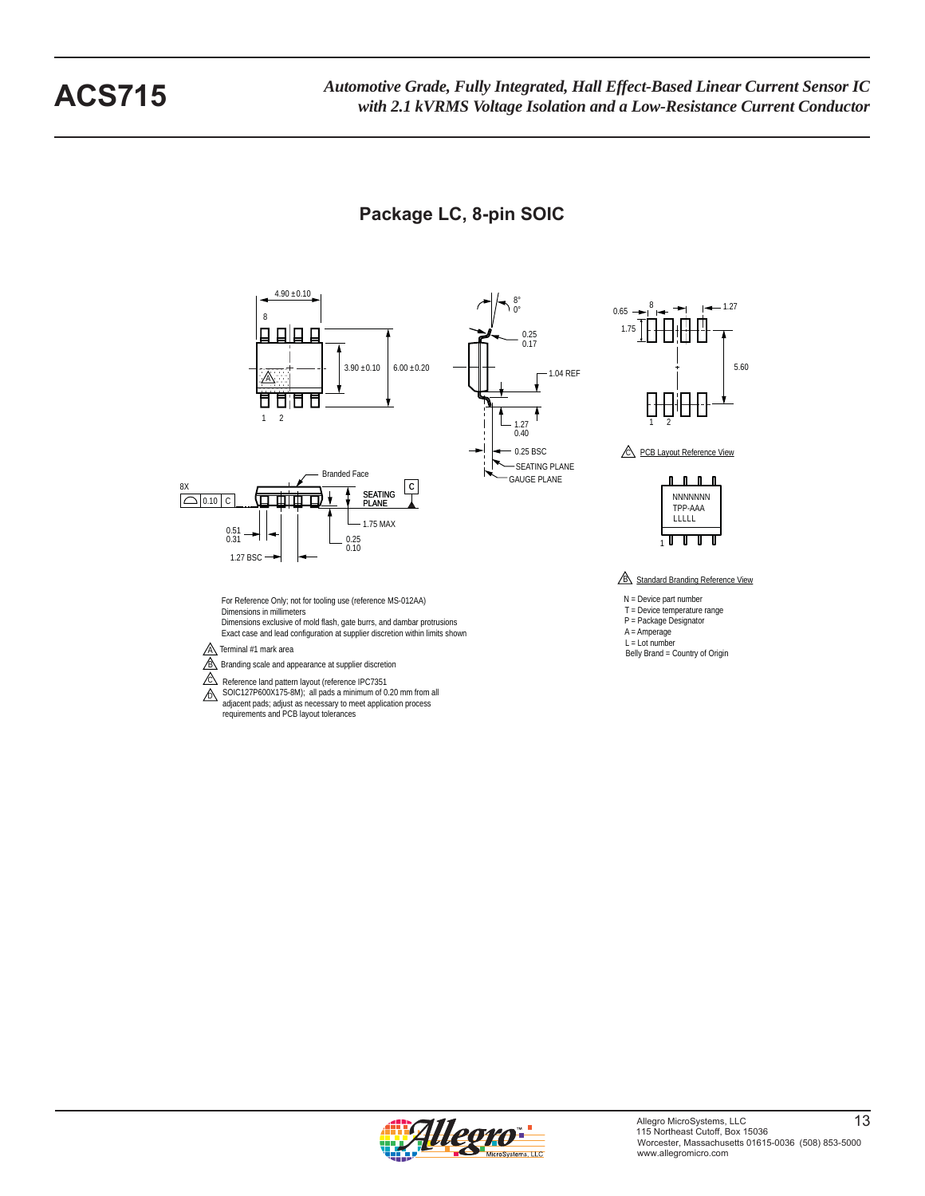## Package LC, 8-pin SOIC

For Reference Only; not for tooling use (reference MS-012AA)
Dimensions in millimeters
Dimensions exclusive of mold flash, gate burrs, and dambar protrusions
Exact case and lead configuration at supplier discretion within limits shown

A Terminal #1 mark area

B Branding scale and appearance at supplier discretion

C Reference land pattern layout (reference IPC7351 SOIC127P600X175-8M); all pads a minimum of 0.20 mm from all adjacent pads; adjust as necessary to meet application process requirements and PCB layout tolerances

C PCB Layout Reference View

B Standard Branding Reference View

N = Device part number
T = Device temperature range
P = Package Designator
A = Amperage
L = Lot number
Belly Brand = Country of Origin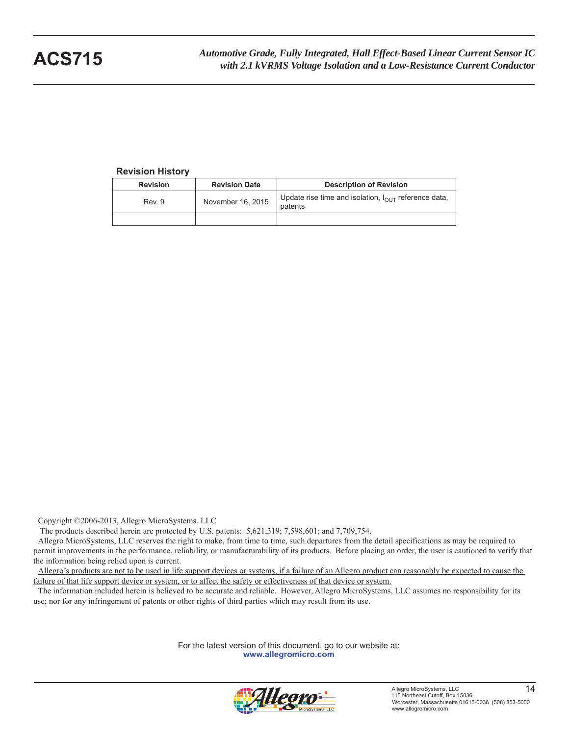## Revision History

| Revision | Revision Date | Description of Revision |
|---|---|---|
| Rev. 9 | November 16, 2015 | Update rise time and isolation, $I_{OUT}$ reference data, patents |
| | | |

Copyright ©2006-2013, Allegro MicroSystems, LLC

The products described herein are protected by U.S. patents: 5,621,319; 7,598,601; and 7,709,754.

Allegro MicroSystems, LLC reserves the right to make, from time to time, such departures from the detail specifications as may be required to permit improvements in the performance, reliability, or manufacturability of its products. Before placing an order, the user is cautioned to verify that the information being relied upon is current.

Allegro's products are not to be used in life support devices or systems, if a failure of an Allegro product can reasonably be expected to cause the failure of that life support device or system, or to affect the safety or effectiveness of that device or system.

The information included herein is believed to be accurate and reliable. However, Allegro MicroSystems, LLC assumes no responsibility for its use; nor for any infringement of patents or other rights of third parties which may result from its use.

For the latest version of this document, go to our website at:
**www.allegromicro.com**